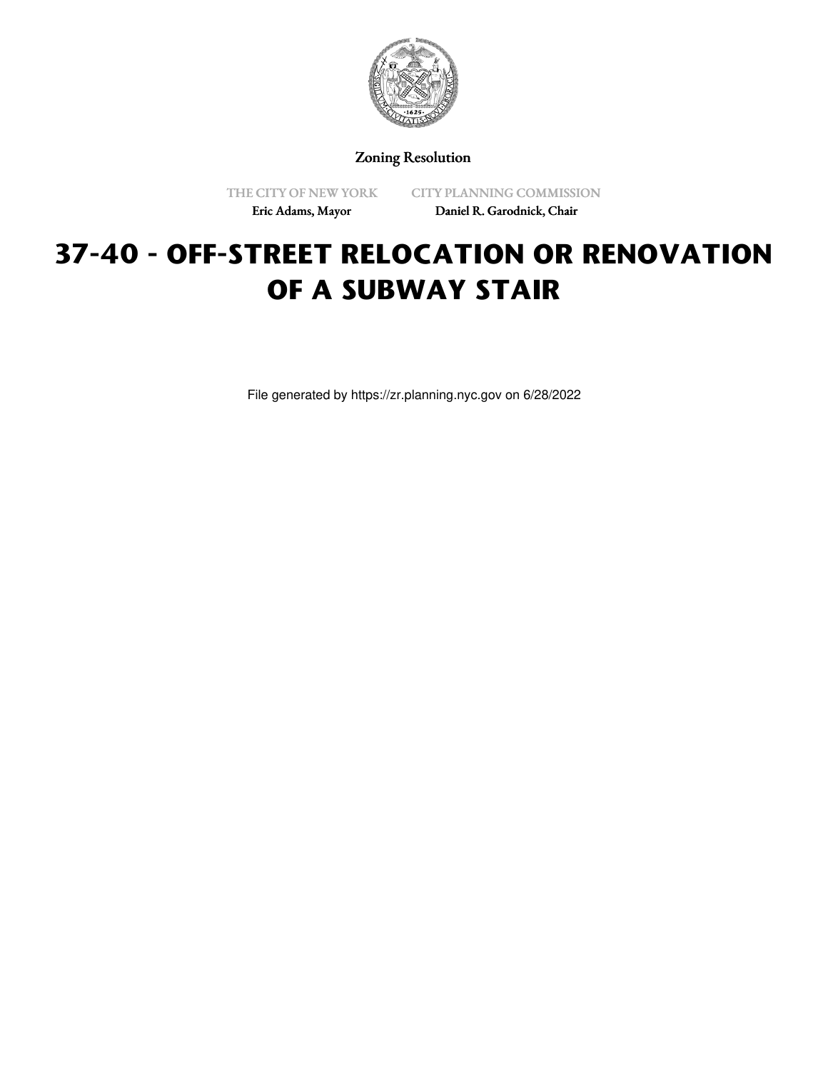Zoning Resolution

THE CITY OF NEW YORK

Eric Adams, Mayor

CITY PLANNING COMMISSION

Daniel R. Garodnick, Chair

# 37-40 - OFF-STREET RELOCATION OR RENOVATION OF A SUBWAY STAIR

File generated by https://zr.planning.nyc.gov on 6/28/2022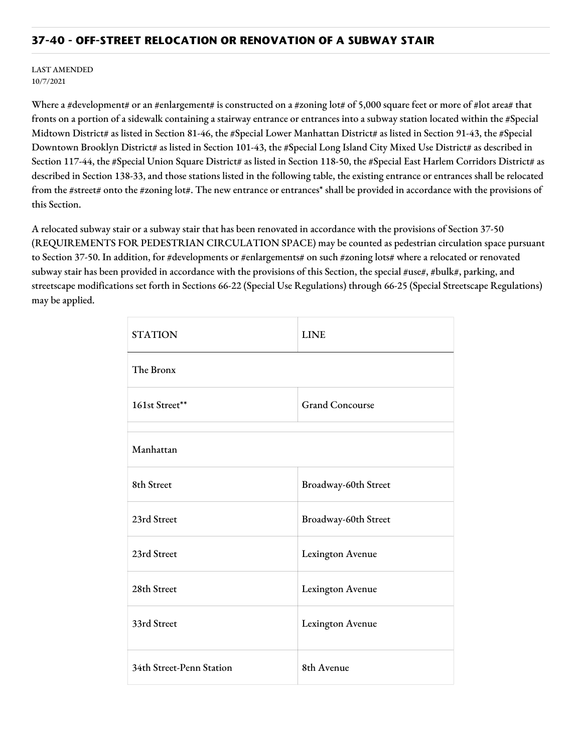## 37-40 - OFF-STREET RELOCATION OR RENOVATION OF A SUBWAY STAIR

LAST AMENDED
10/7/2021

Where a #development# or an #enlargement# is constructed on a #zoning lot# of 5,000 square feet or more of #lot area# that fronts on a portion of a sidewalk containing a stairway entrance or entrances into a subway station located within the #Special Midtown District# as listed in Section 81-46, the #Special Lower Manhattan District# as listed in Section 91-43, the #Special Downtown Brooklyn District# as listed in Section 101-43, the #Special Long Island City Mixed Use District# as described in Section 117-44, the #Special Union Square District# as listed in Section 118-50, the #Special East Harlem Corridors District# as described in Section 138-33, and those stations listed in the following table, the existing entrance or entrances shall be relocated from the #street# onto the #zoning lot#. The new entrance or entrances* shall be provided in accordance with the provisions of this Section.

A relocated subway stair or a subway stair that has been renovated in accordance with the provisions of Section 37-50 (REQUIREMENTS FOR PEDESTRIAN CIRCULATION SPACE) may be counted as pedestrian circulation space pursuant to Section 37-50. In addition, for #developments or #enlargements# on such #zoning lots# where a relocated or renovated subway stair has been provided in accordance with the provisions of this Section, the special #use#, #bulk#, parking, and streetscape modifications set forth in Sections 66-22 (Special Use Regulations) through 66-25 (Special Streetscape Regulations) may be applied.

| STATION | LINE |
|---|---|
| The Bronx | |
| 161st Street** | Grand Concourse |
| Manhattan | |
| 8th Street | Broadway-60th Street |
| 23rd Street | Broadway-60th Street |
| 23rd Street | Lexington Avenue |
| 28th Street | Lexington Avenue |
| 33rd Street | Lexington Avenue |
| 34th Street-Penn Station | 8th Avenue |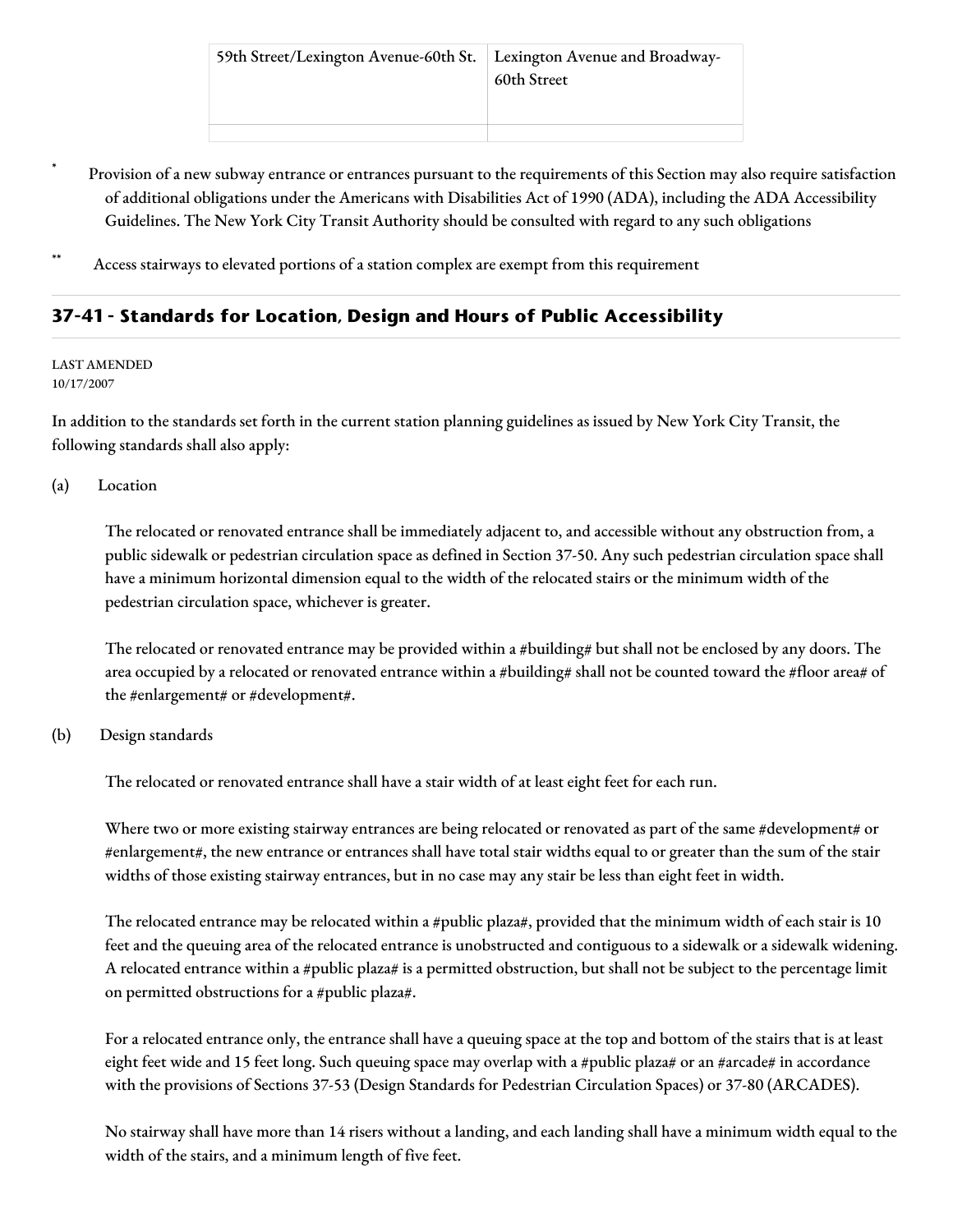| 59th Street/Lexington Avenue-60th St. | Lexington Avenue and Broadway-60th Street |
|---|---|
| | |

* Provision of a new subway entrance or entrances pursuant to the requirements of this Section may also require satisfaction of additional obligations under the Americans with Disabilities Act of 1990 (ADA), including the ADA Accessibility Guidelines. The New York City Transit Authority should be consulted with regard to any such obligations

** Access stairways to elevated portions of a station complex are exempt from this requirement

## 37-41 - Standards for Location, Design and Hours of Public Accessibility

LAST AMENDED
10/17/2007

In addition to the standards set forth in the current station planning guidelines as issued by New York City Transit, the following standards shall also apply:

(a) Location

The relocated or renovated entrance shall be immediately adjacent to, and accessible without any obstruction from, a public sidewalk or pedestrian circulation space as defined in Section 37-50. Any such pedestrian circulation space shall have a minimum horizontal dimension equal to the width of the relocated stairs or the minimum width of the pedestrian circulation space, whichever is greater.

The relocated or renovated entrance may be provided within a #building# but shall not be enclosed by any doors. The area occupied by a relocated or renovated entrance within a #building# shall not be counted toward the #floor area# of the #enlargement# or #development#.

(b) Design standards

The relocated or renovated entrance shall have a stair width of at least eight feet for each run.

Where two or more existing stairway entrances are being relocated or renovated as part of the same #development# or #enlargement#, the new entrance or entrances shall have total stair widths equal to or greater than the sum of the stair widths of those existing stairway entrances, but in no case may any stair be less than eight feet in width.

The relocated entrance may be relocated within a #public plaza#, provided that the minimum width of each stair is 10 feet and the queuing area of the relocated entrance is unobstructed and contiguous to a sidewalk or a sidewalk widening. A relocated entrance within a #public plaza# is a permitted obstruction, but shall not be subject to the percentage limit on permitted obstructions for a #public plaza#.

For a relocated entrance only, the entrance shall have a queuing space at the top and bottom of the stairs that is at least eight feet wide and 15 feet long. Such queuing space may overlap with a #public plaza# or an #arcade# in accordance with the provisions of Sections 37-53 (Design Standards for Pedestrian Circulation Spaces) or 37-80 (ARCADES).

No stairway shall have more than 14 risers without a landing, and each landing shall have a minimum width equal to the width of the stairs, and a minimum length of five feet.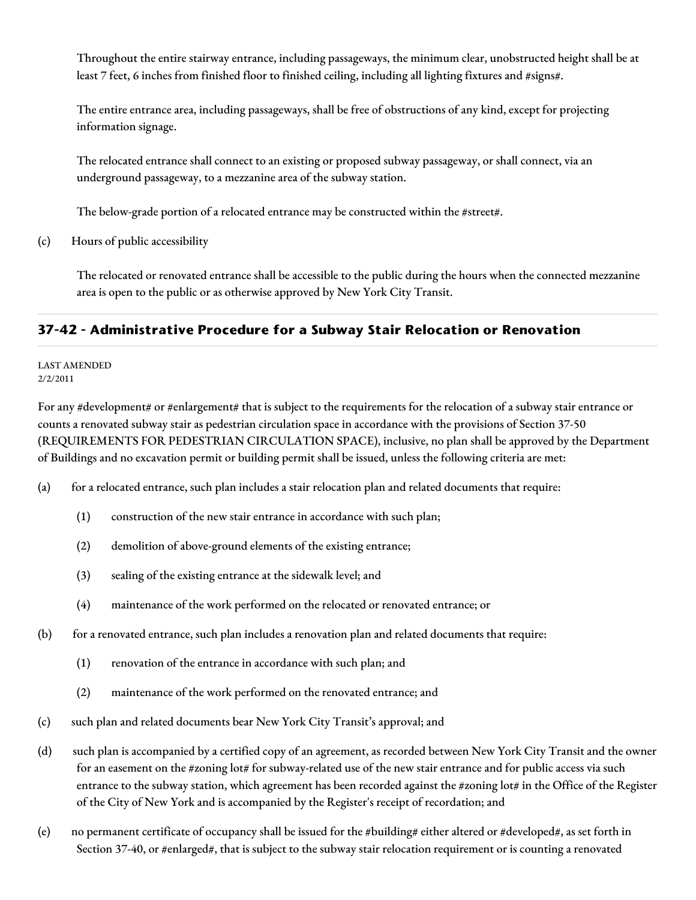Throughout the entire stairway entrance, including passageways, the minimum clear, unobstructed height shall be at least 7 feet, 6 inches from finished floor to finished ceiling, including all lighting fixtures and #signs#.

The entire entrance area, including passageways, shall be free of obstructions of any kind, except for projecting information signage.

The relocated entrance shall connect to an existing or proposed subway passageway, or shall connect, via an underground passageway, to a mezzanine area of the subway station.

The below-grade portion of a relocated entrance may be constructed within the #street#.

(c) Hours of public accessibility

The relocated or renovated entrance shall be accessible to the public during the hours when the connected mezzanine area is open to the public or as otherwise approved by New York City Transit.

## 37-42 - Administrative Procedure for a Subway Stair Relocation or Renovation

LAST AMENDED
2/2/2011

For any #development# or #enlargement# that is subject to the requirements for the relocation of a subway stair entrance or counts a renovated subway stair as pedestrian circulation space in accordance with the provisions of Section 37-50 (REQUIREMENTS FOR PEDESTRIAN CIRCULATION SPACE), inclusive, no plan shall be approved by the Department of Buildings and no excavation permit or building permit shall be issued, unless the following criteria are met:

(a) for a relocated entrance, such plan includes a stair relocation plan and related documents that require:

(1) construction of the new stair entrance in accordance with such plan;

(2) demolition of above-ground elements of the existing entrance;

(3) sealing of the existing entrance at the sidewalk level; and

(4) maintenance of the work performed on the relocated or renovated entrance; or

(b) for a renovated entrance, such plan includes a renovation plan and related documents that require:

(1) renovation of the entrance in accordance with such plan; and

(2) maintenance of the work performed on the renovated entrance; and

(c) such plan and related documents bear New York City Transit's approval; and

(d) such plan is accompanied by a certified copy of an agreement, as recorded between New York City Transit and the owner for an easement on the #zoning lot# for subway-related use of the new stair entrance and for public access via such entrance to the subway station, which agreement has been recorded against the #zoning lot# in the Office of the Register of the City of New York and is accompanied by the Register's receipt of recordation; and

(e) no permanent certificate of occupancy shall be issued for the #building# either altered or #developed#, as set forth in Section 37-40, or #enlarged#, that is subject to the subway stair relocation requirement or is counting a renovated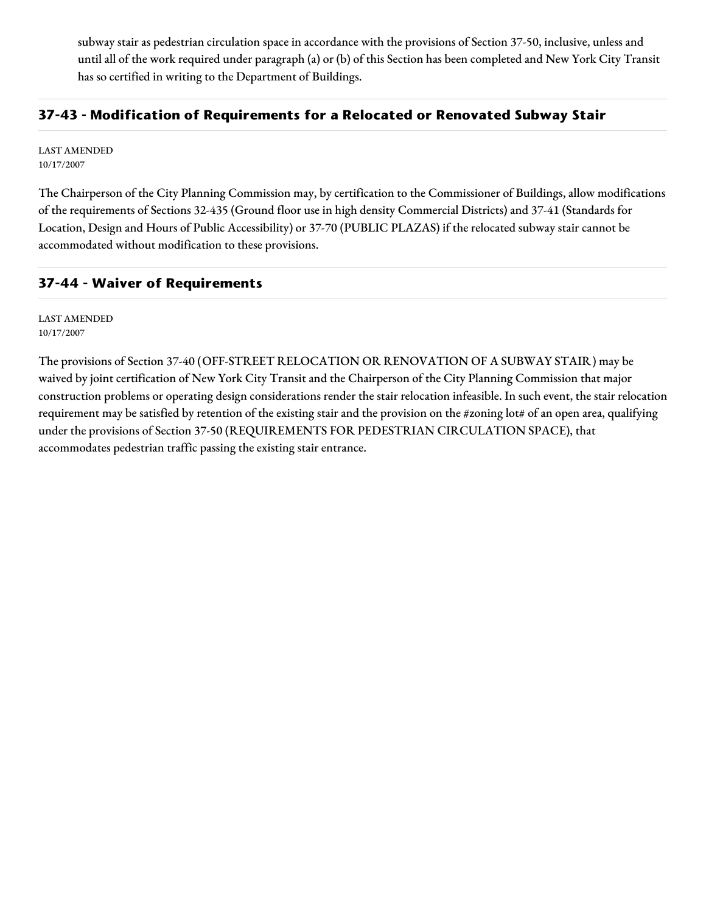subway stair as pedestrian circulation space in accordance with the provisions of Section 37-50, inclusive, unless and until all of the work required under paragraph (a) or (b) of this Section has been completed and New York City Transit has so certified in writing to the Department of Buildings.

## 37-43 - Modification of Requirements for a Relocated or Renovated Subway Stair

LAST AMENDED
10/17/2007

The Chairperson of the City Planning Commission may, by certification to the Commissioner of Buildings, allow modifications of the requirements of Sections 32-435 (Ground floor use in high density Commercial Districts) and 37-41 (Standards for Location, Design and Hours of Public Accessibility) or 37-70 (PUBLIC PLAZAS) if the relocated subway stair cannot be accommodated without modification to these provisions.

## 37-44 - Waiver of Requirements

LAST AMENDED
10/17/2007

The provisions of Section 37-40 (OFF-STREET RELOCATION OR RENOVATION OF A SUBWAY STAIR) may be waived by joint certification of New York City Transit and the Chairperson of the City Planning Commission that major construction problems or operating design considerations render the stair relocation infeasible. In such event, the stair relocation requirement may be satisfied by retention of the existing stair and the provision on the #zoning lot# of an open area, qualifying under the provisions of Section 37-50 (REQUIREMENTS FOR PEDESTRIAN CIRCULATION SPACE), that accommodates pedestrian traffic passing the existing stair entrance.